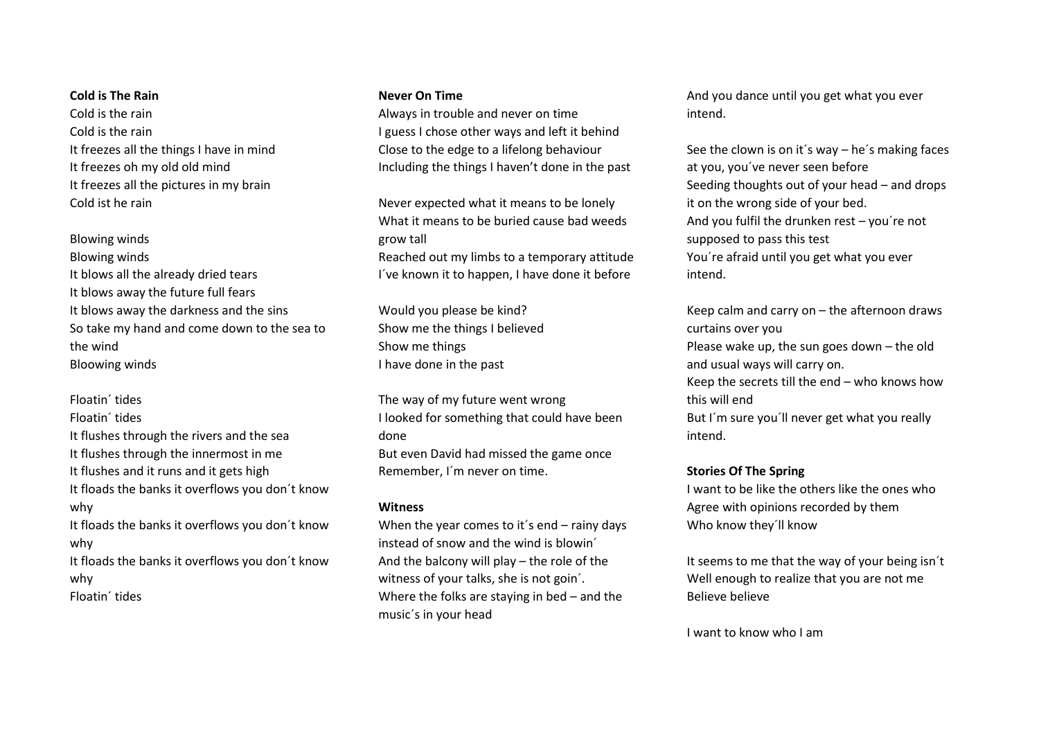**Cold is The Rain**

Cold is the rain
Cold is the rain
It freezes all the things I have in mind
It freezes oh my old old mind
It freezes all the pictures in my brain
Cold ist he rain

Blowing winds
Blowing winds
It blows all the already dried tears
It blows away the future full fears
It blows away the darkness and the sins
So take my hand and come down to the sea to the wind
Bloowing winds

Floatin´ tides
Floatin´ tides
It flushes through the rivers and the sea
It flushes through the innermost in me
It flushes and it runs and it gets high
It floads the banks it overflows you don´t know why
It floads the banks it overflows you don´t know why
It floads the banks it overflows you don´t know why
Floatin´ tides

**Never On Time**

Always in trouble and never on time
I guess I chose other ways and left it behind
Close to the edge to a lifelong behaviour
Including the things I haven't done in the past

Never expected what it means to be lonely
What it means to be buried cause bad weeds grow tall
Reached out my limbs to a temporary attitude
I´ve known it to happen, I have done it before

Would you please be kind?
Show me the things I believed
Show me things
I have done in the past

The way of my future went wrong
I looked for something that could have been done
But even David had missed the game once
Remember, I´m never on time.

**Witness**

When the year comes to it´s end – rainy days instead of snow and the wind is blowin´
And the balcony will play – the role of the witness of your talks, she is not goin´.
Where the folks are staying in bed – and the music´s in your head
And you dance until you get what you ever intend.

See the clown is on it´s way – he´s making faces at you, you´ve never seen before
Seeding thoughts out of your head – and drops it on the wrong side of your bed.
And you fulfil the drunken rest – you´re not supposed to pass this test
You´re afraid until you get what you ever intend.

Keep calm and carry on – the afternoon draws curtains over you
Please wake up, the sun goes down – the old and usual ways will carry on.
Keep the secrets till the end – who knows how this will end
But I´m sure you´ll never get what you really intend.

**Stories Of The Spring**

I want to be like the others like the ones who
Agree with opinions recorded by them
Who know they´ll know

It seems to me that the way of your being isn´t
Well enough to realize that you are not me
Believe believe

I want to know who I am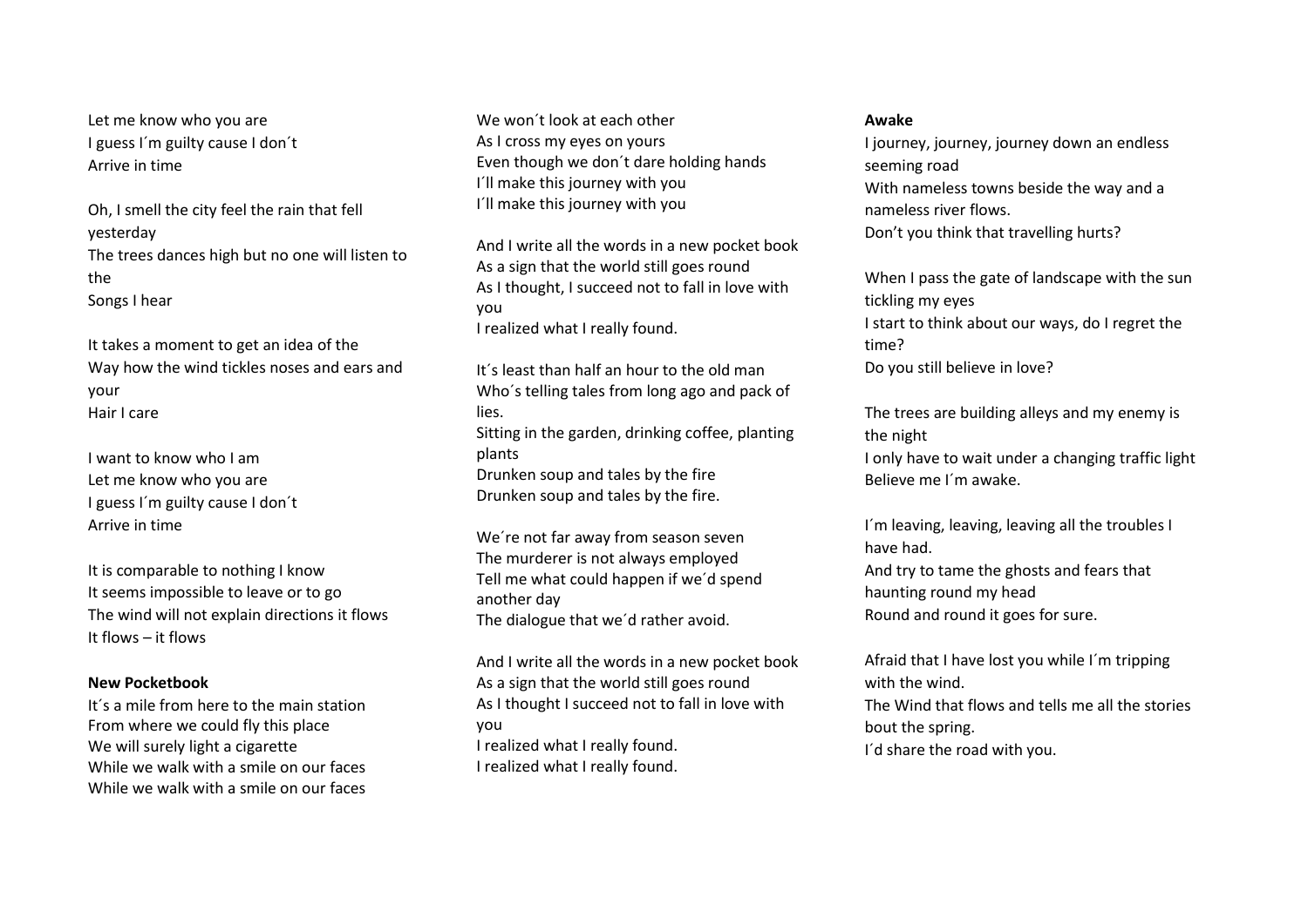Let me know who you are
I guess I´m guilty cause I don´t
Arrive in time

Oh, I smell the city feel the rain that fell yesterday
The trees dances high but no one will listen to the
Songs I hear

It takes a moment to get an idea of the
Way how the wind tickles noses and ears and your
Hair I care

I want to know who I am
Let me know who you are
I guess I´m guilty cause I don´t
Arrive in time

It is comparable to nothing I know
It seems impossible to leave or to go
The wind will not explain directions it flows
It flows – it flows

**New Pocketbook**

It´s a mile from here to the main station
From where we could fly this place
We will surely light a cigarette
While we walk with a smile on our faces
While we walk with a smile on our faces

We won´t look at each other
As I cross my eyes on yours
Even though we don´t dare holding hands
I´ll make this journey with you
I´ll make this journey with you

And I write all the words in a new pocket book
As a sign that the world still goes round
As I thought, I succeed not to fall in love with you
I realized what I really found.

It´s least than half an hour to the old man
Who´s telling tales from long ago and pack of lies.
Sitting in the garden, drinking coffee, planting plants
Drunken soup and tales by the fire
Drunken soup and tales by the fire.

We´re not far away from season seven
The murderer is not always employed
Tell me what could happen if we´d spend another day
The dialogue that we´d rather avoid.

And I write all the words in a new pocket book
As a sign that the world still goes round
As I thought I succeed not to fall in love with you
I realized what I really found.
I realized what I really found.

**Awake**

I journey, journey, journey down an endless seeming road
With nameless towns beside the way and a nameless river flows.
Don't you think that travelling hurts?

When I pass the gate of landscape with the sun tickling my eyes
I start to think about our ways, do I regret the time?
Do you still believe in love?

The trees are building alleys and my enemy is the night
I only have to wait under a changing traffic light
Believe me I´m awake.

I´m leaving, leaving, leaving all the troubles I have had.
And try to tame the ghosts and fears that haunting round my head
Round and round it goes for sure.

Afraid that I have lost you while I´m tripping with the wind.
The Wind that flows and tells me all the stories bout the spring.
I´d share the road with you.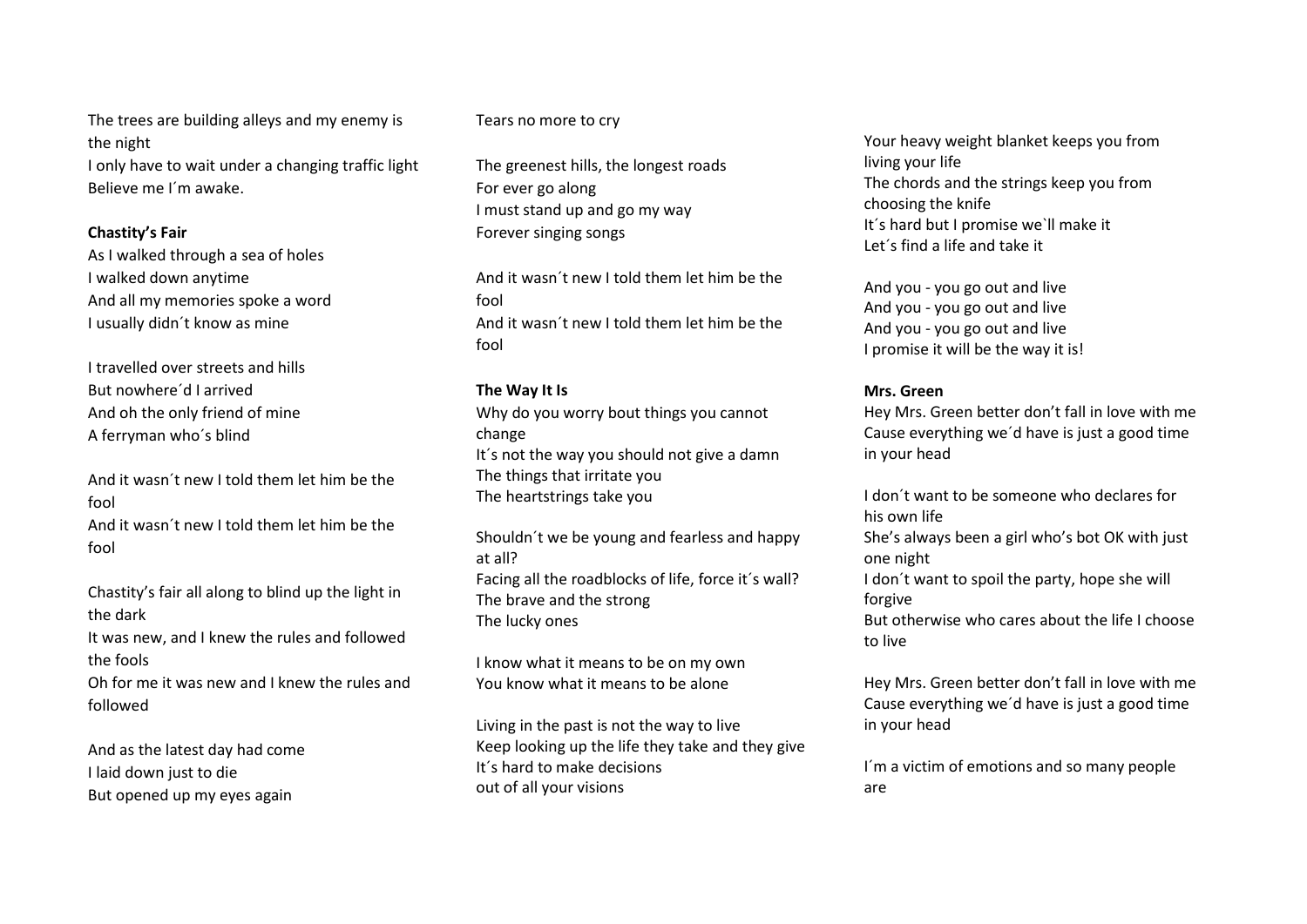The trees are building alleys and my enemy is the night
I only have to wait under a changing traffic light
Believe me I´m awake.

**Chastity's Fair**

As I walked through a sea of holes
I walked down anytime
And all my memories spoke a word
I usually didn´t know as mine

I travelled over streets and hills
But nowhere´d I arrived
And oh the only friend of mine
A ferryman who´s blind

And it wasn´t new I told them let him be the fool
And it wasn´t new I told them let him be the fool

Chastity's fair all along to blind up the light in the dark
It was new, and I knew the rules and followed the fools
Oh for me it was new and I knew the rules and followed

And as the latest day had come
I laid down just to die
But opened up my eyes again
Tears no more to cry

The greenest hills, the longest roads
For ever go along
I must stand up and go my way
Forever singing songs

And it wasn´t new I told them let him be the fool
And it wasn´t new I told them let him be the fool

**The Way It Is**

Why do you worry bout things you cannot change
It´s not the way you should not give a damn
The things that irritate you
The heartstrings take you

Shouldn´t we be young and fearless and happy at all?
Facing all the roadblocks of life, force it´s wall?
The brave and the strong
The lucky ones

I know what it means to be on my own
You know what it means to be alone

Living in the past is not the way to live
Keep looking up the life they take and they give
It´s hard to make decisions
out of all your visions

Your heavy weight blanket keeps you from living your life
The chords and the strings keep you from choosing the knife
It´s hard but I promise we`ll make it
Let´s find a life and take it

And you - you go out and live
And you - you go out and live
And you - you go out and live
I promise it will be the way it is!

**Mrs. Green**

Hey Mrs. Green better don't fall in love with me
Cause everything we´d have is just a good time in your head

I don´t want to be someone who declares for his own life
She's always been a girl who's bot OK with just one night
I don´t want to spoil the party, hope she will forgive
But otherwise who cares about the life I choose to live

Hey Mrs. Green better don't fall in love with me
Cause everything we´d have is just a good time in your head

I´m a victim of emotions and so many people are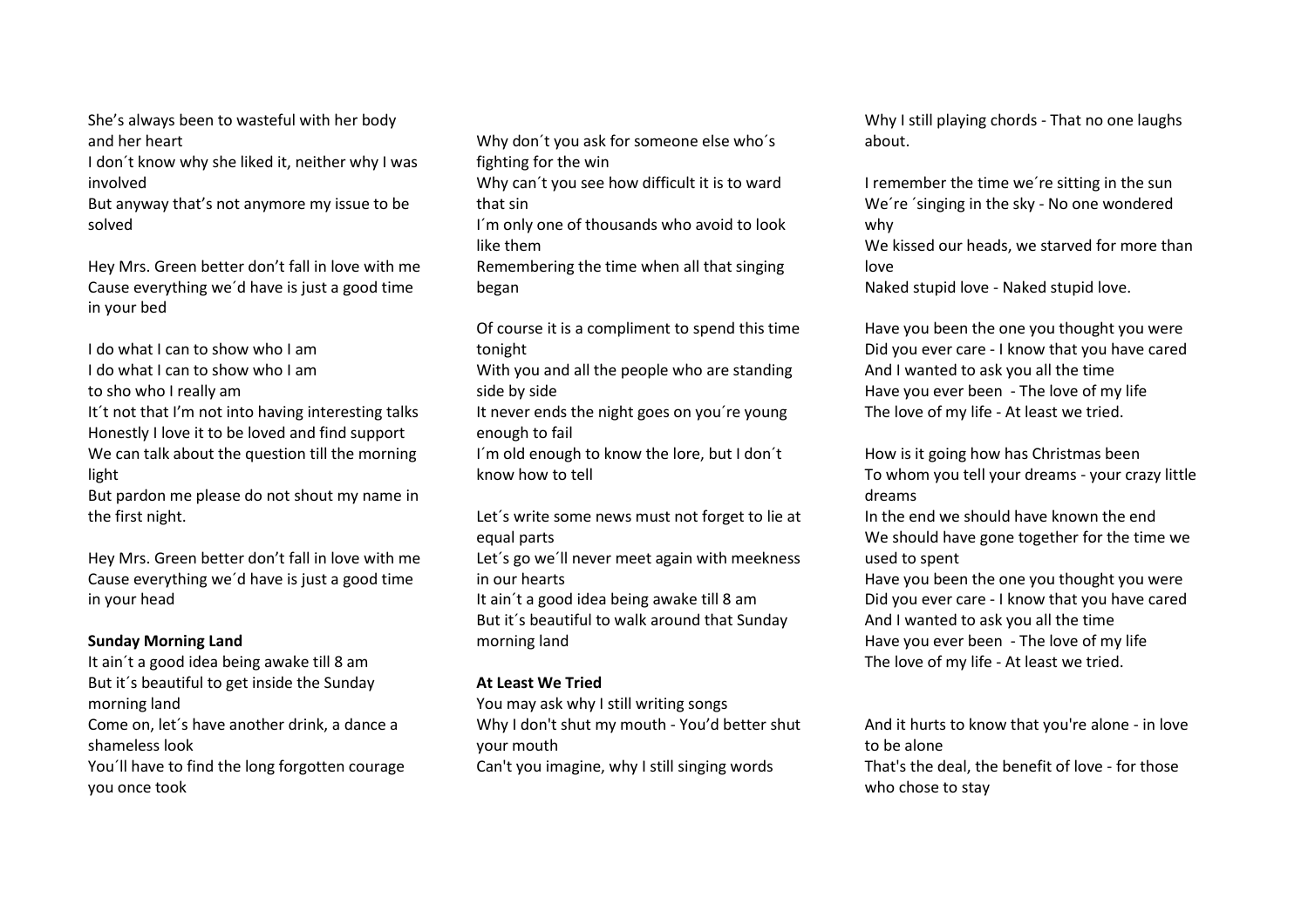She's always been to wasteful with her body and her heart
I don´t know why she liked it, neither why I was involved
But anyway that's not anymore my issue to be solved

Hey Mrs. Green better don't fall in love with me
Cause everything we´d have is just a good time in your bed

I do what I can to show who I am
I do what I can to show who I am
to sho who I really am
It´t not that I'm not into having interesting talks
Honestly I love it to be loved and find support
We can talk about the question till the morning light
But pardon me please do not shout my name in the first night.

Hey Mrs. Green better don't fall in love with me
Cause everything we´d have is just a good time in your head

**Sunday Morning Land**

It ain´t a good idea being awake till 8 am
But it´s beautiful to get inside the Sunday morning land
Come on, let´s have another drink, a dance a shameless look
You´ll have to find the long forgotten courage you once took

Why don´t you ask for someone else who´s fighting for the win
Why can´t you see how difficult it is to ward that sin
I´m only one of thousands who avoid to look like them
Remembering the time when all that singing began

Of course it is a compliment to spend this time tonight
With you and all the people who are standing side by side
It never ends the night goes on you´re young enough to fail
I´m old enough to know the lore, but I don´t know how to tell

Let´s write some news must not forget to lie at equal parts
Let´s go we´ll never meet again with meekness in our hearts
It ain´t a good idea being awake till 8 am
But it´s beautiful to walk around that Sunday morning land

**At Least We Tried**

You may ask why I still writing songs
Why I don't shut my mouth - You'd better shut your mouth
Can't you imagine, why I still singing words
Why I still playing chords - That no one laughs about.

I remember the time we´re sitting in the sun
We´re ´singing in the sky - No one wondered why
We kissed our heads, we starved for more than love
Naked stupid love - Naked stupid love.

Have you been the one you thought you were
Did you ever care - I know that you have cared
And I wanted to ask you all the time
Have you ever been - The love of my life
The love of my life - At least we tried.

How is it going how has Christmas been
To whom you tell your dreams - your crazy little dreams
In the end we should have known the end
We should have gone together for the time we used to spent
Have you been the one you thought you were
Did you ever care - I know that you have cared
And I wanted to ask you all the time
Have you ever been - The love of my life
The love of my life - At least we tried.

And it hurts to know that you're alone - in love to be alone
That's the deal, the benefit of love - for those who chose to stay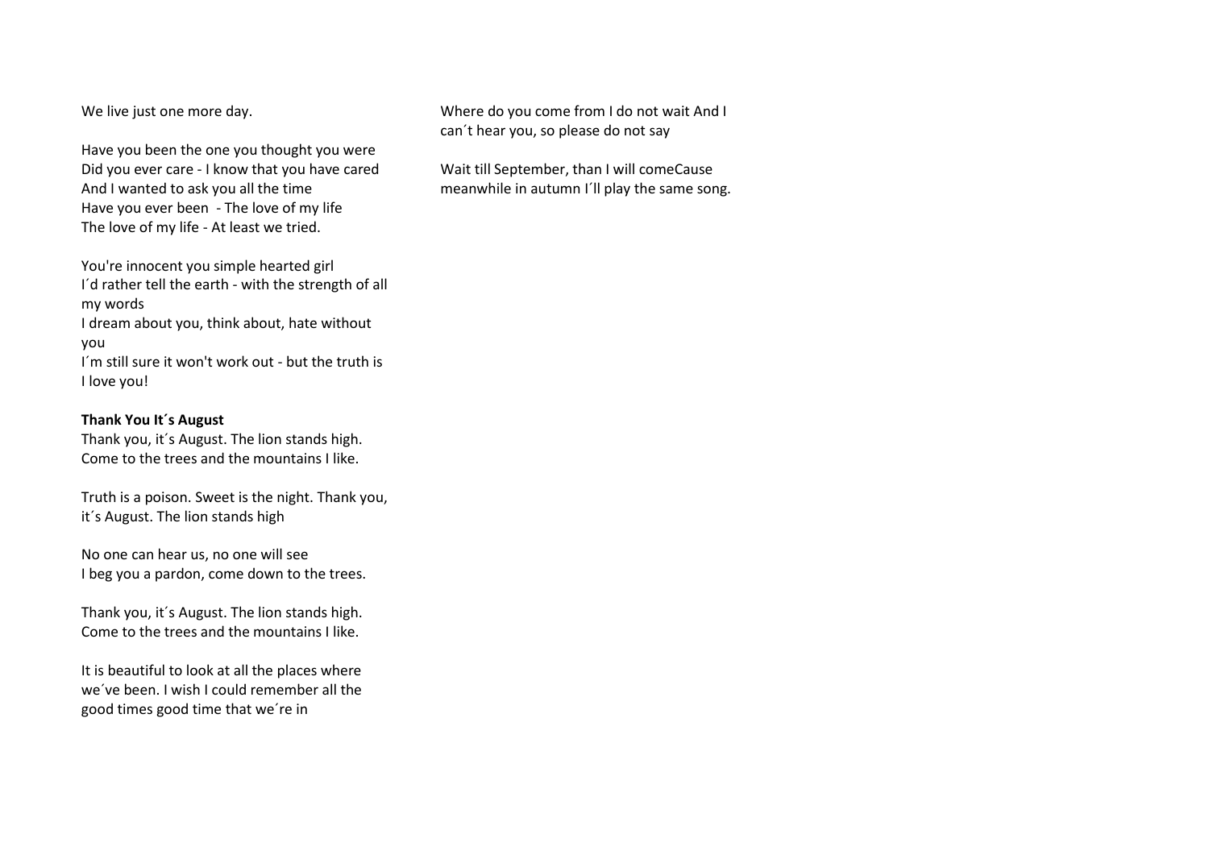We live just one more day.

Have you been the one you thought you were
Did you ever care - I know that you have cared
And I wanted to ask you all the time
Have you ever been - The love of my life
The love of my life - At least we tried.

You're innocent you simple hearted girl
I´d rather tell the earth - with the strength of all my words
I dream about you, think about, hate without you
I´m still sure it won't work out - but the truth is I love you!

**Thank You It´s August**
Thank you, it´s August. The lion stands high.
Come to the trees and the mountains I like.

Truth is a poison. Sweet is the night. Thank you, it´s August. The lion stands high

No one can hear us, no one will see
I beg you a pardon, come down to the trees.

Thank you, it´s August. The lion stands high.
Come to the trees and the mountains I like.

It is beautiful to look at all the places where we´ve been. I wish I could remember all the good times good time that we´re in

Where do you come from I do not wait And I can´t hear you, so please do not say

Wait till September, than I will comeCause meanwhile in autumn I´ll play the same song.